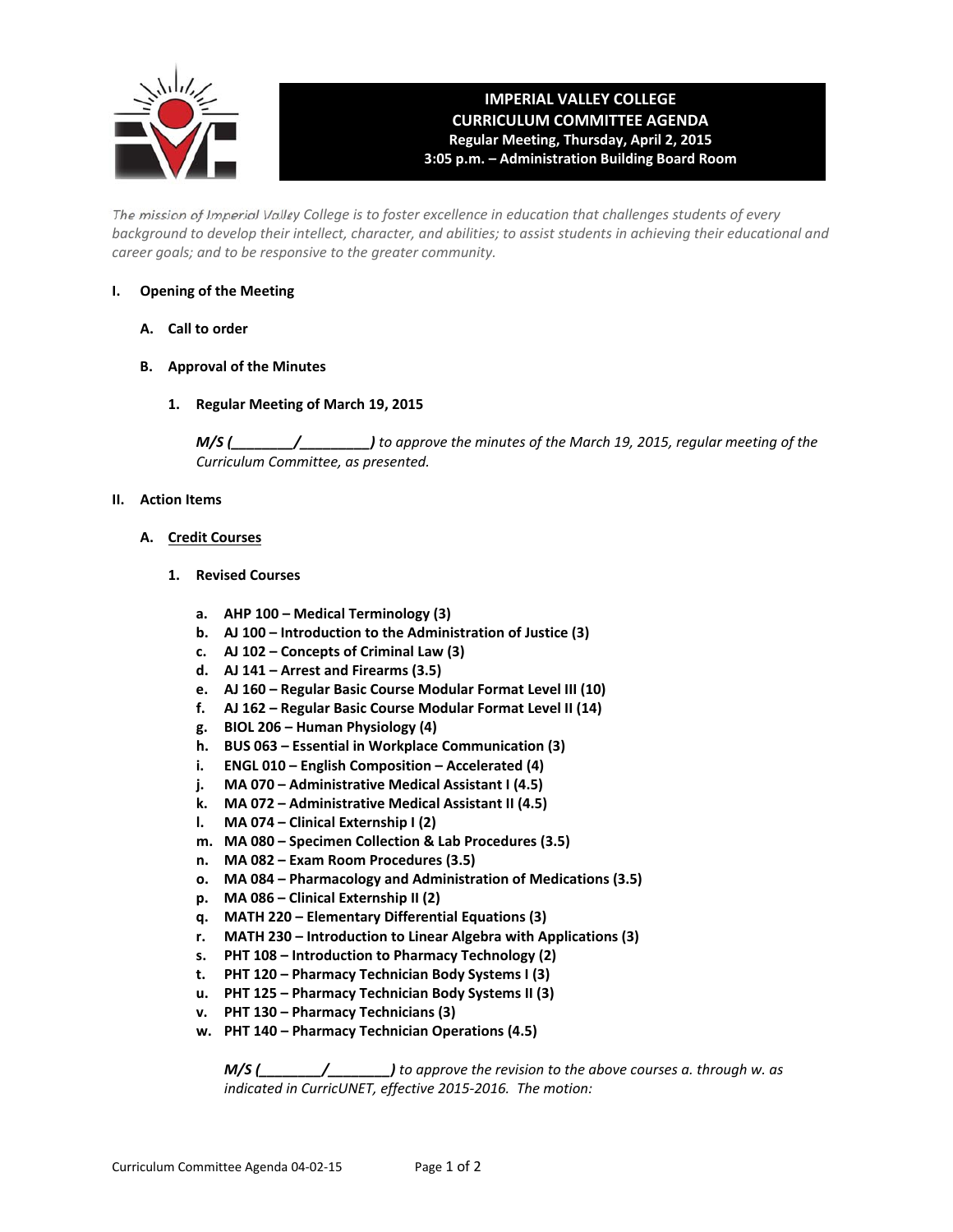# IMPERIAL VALLEY COLLEGE
## CURRICULUM COMMITTEE AGENDA
**Regular Meeting, Thursday, April 2, 2015**
**3:05 p.m. – Administration Building Board Room**

*The mission of Imperial Valley College is to foster excellence in education that challenges students of every background to develop their intellect, character, and abilities; to assist students in achieving their educational and career goals; and to be responsive to the greater community.*

**I. Opening of the Meeting**

**A. Call to order**

**B. Approval of the Minutes**

**1. Regular Meeting of March 19, 2015**

***M/S (________/________)*** *to approve the minutes of the March 19, 2015, regular meeting of the Curriculum Committee, as presented.*

**II. Action Items**

**A. Credit Courses**

**1. Revised Courses**

- **a. AHP 100 – Medical Terminology (3)**
- **b. AJ 100 – Introduction to the Administration of Justice (3)**
- **c. AJ 102 – Concepts of Criminal Law (3)**
- **d. AJ 141 – Arrest and Firearms (3.5)**
- **e. AJ 160 – Regular Basic Course Modular Format Level III (10)**
- **f. AJ 162 – Regular Basic Course Modular Format Level II (14)**
- **g. BIOL 206 – Human Physiology (4)**
- **h. BUS 063 – Essential in Workplace Communication (3)**
- **i. ENGL 010 – English Composition – Accelerated (4)**
- **j. MA 070 – Administrative Medical Assistant I (4.5)**
- **k. MA 072 – Administrative Medical Assistant II (4.5)**
- **l. MA 074 – Clinical Externship I (2)**
- **m. MA 080 – Specimen Collection & Lab Procedures (3.5)**
- **n. MA 082 – Exam Room Procedures (3.5)**
- **o. MA 084 – Pharmacology and Administration of Medications (3.5)**
- **p. MA 086 – Clinical Externship II (2)**
- **q. MATH 220 – Elementary Differential Equations (3)**
- **r. MATH 230 – Introduction to Linear Algebra with Applications (3)**
- **s. PHT 108 – Introduction to Pharmacy Technology (2)**
- **t. PHT 120 – Pharmacy Technician Body Systems I (3)**
- **u. PHT 125 – Pharmacy Technician Body Systems II (3)**
- **v. PHT 130 – Pharmacy Technicians (3)**
- **w. PHT 140 – Pharmacy Technician Operations (4.5)**

***M/S (________/________)*** *to approve the revision to the above courses a. through w. as indicated in CurricUNET, effective 2015-2016. The motion:*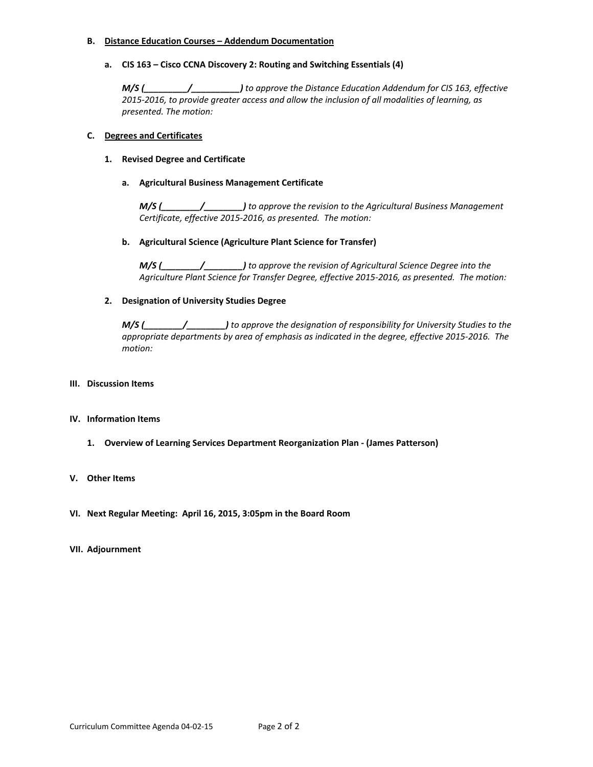**B. <u>Distance Education Courses – Addendum Documentation</u>**

**a. CIS 163 – Cisco CCNA Discovery 2: Routing and Switching Essentials (4)**

***M/S (_________/__________)*** *to approve the Distance Education Addendum for CIS 163, effective 2015-2016, to provide greater access and allow the inclusion of all modalities of learning, as presented. The motion:*

**C. <u>Degrees and Certificates</u>**

**1. Revised Degree and Certificate**

**a. Agricultural Business Management Certificate**

***M/S (________/________)*** *to approve the revision to the Agricultural Business Management Certificate, effective 2015-2016, as presented. The motion:*

**b. Agricultural Science (Agriculture Plant Science for Transfer)**

***M/S (________/________)*** *to approve the revision of Agricultural Science Degree into the Agriculture Plant Science for Transfer Degree, effective 2015-2016, as presented. The motion:*

**2. Designation of University Studies Degree**

***M/S (________/________)*** *to approve the designation of responsibility for University Studies to the appropriate departments by area of emphasis as indicated in the degree, effective 2015-2016. The motion:*

**III. Discussion Items**

**IV. Information Items**

**1. Overview of Learning Services Department Reorganization Plan - (James Patterson)**

**V. Other Items**

**VI. Next Regular Meeting: April 16, 2015, 3:05pm in the Board Room**

**VII. Adjournment**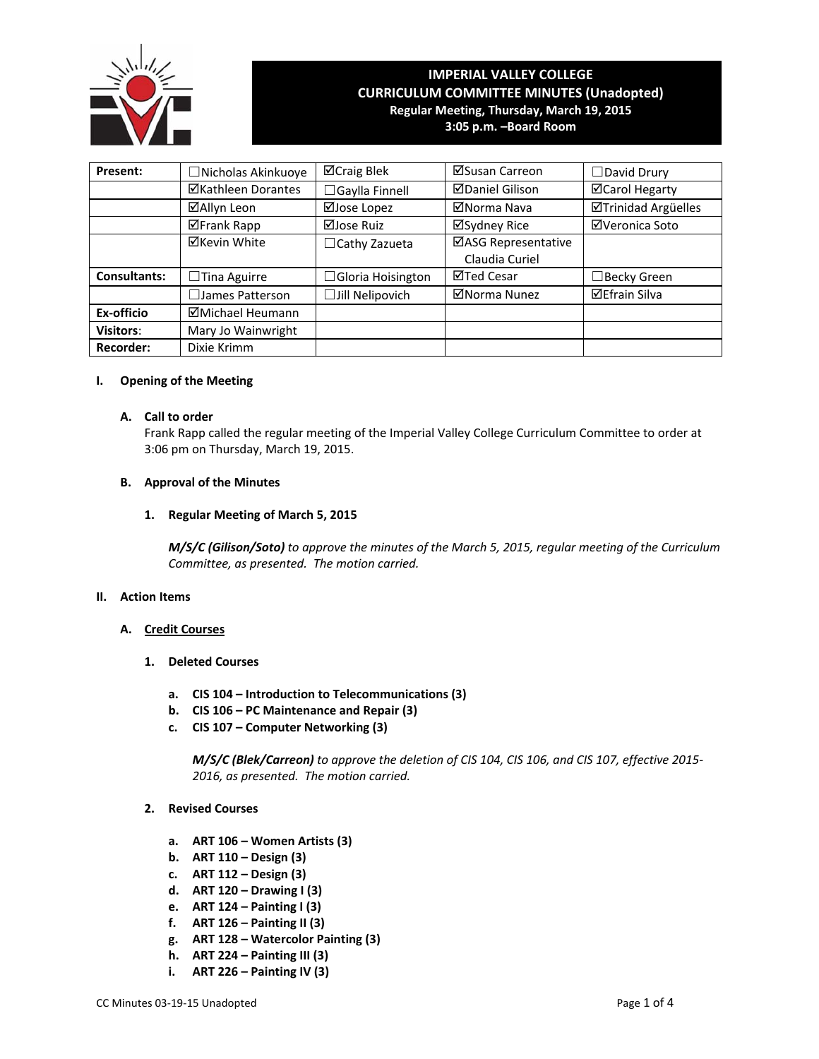# IMPERIAL VALLEY COLLEGE
## CURRICULUM COMMITTEE MINUTES (Unadopted)
**Regular Meeting, Thursday, March 19, 2015**
**3:05 p.m. –Board Room**

| | | | | |
|---|---|---|---|---|
| **Present:** | ☐Nicholas Akinkuoye | ☑Craig Blek | ☑Susan Carreon | ☐David Drury |
| | ☑Kathleen Dorantes | ☐Gaylla Finnell | ☑Daniel Gilison | ☑Carol Hegarty |
| | ☑Allyn Leon | ☑Jose Lopez | ☑Norma Nava | ☑Trinidad Argüelles |
| | ☑Frank Rapp | ☑Jose Ruiz | ☑Sydney Rice | ☑Veronica Soto |
| | ☑Kevin White | ☐Cathy Zazueta | ☑ASG Representative Claudia Curiel | |
| **Consultants:** | ☐Tina Aguirre | ☐Gloria Hoisington | ☑Ted Cesar | ☐Becky Green |
| | ☐James Patterson | ☐Jill Nelipovich | ☑Norma Nunez | ☑Efrain Silva |
| **Ex-officio** | ☑Michael Heumann | | | |
| **Visitors**: | Mary Jo Wainwright | | | |
| **Recorder:** | Dixie Krimm | | | |

## I. Opening of the Meeting

### A. Call to order

Frank Rapp called the regular meeting of the Imperial Valley College Curriculum Committee to order at 3:06 pm on Thursday, March 19, 2015.

### B. Approval of the Minutes

#### 1. Regular Meeting of March 5, 2015

***M/S/C (Gilison/Soto)*** *to approve the minutes of the March 5, 2015, regular meeting of the Curriculum Committee, as presented. The motion carried.*

## II. Action Items

### A. Credit Courses

#### 1. Deleted Courses

a. **CIS 104 – Introduction to Telecommunications (3)**
b. **CIS 106 – PC Maintenance and Repair (3)**
c. **CIS 107 – Computer Networking (3)**

***M/S/C (Blek/Carreon)*** *to approve the deletion of CIS 104, CIS 106, and CIS 107, effective 2015-2016, as presented. The motion carried.*

#### 2. Revised Courses

a. **ART 106 – Women Artists (3)**
b. **ART 110 – Design (3)**
c. **ART 112 – Design (3)**
d. **ART 120 – Drawing I (3)**
e. **ART 124 – Painting I (3)**
f. **ART 126 – Painting II (3)**
g. **ART 128 – Watercolor Painting (3)**
h. **ART 224 – Painting III (3)**
i. **ART 226 – Painting IV (3)**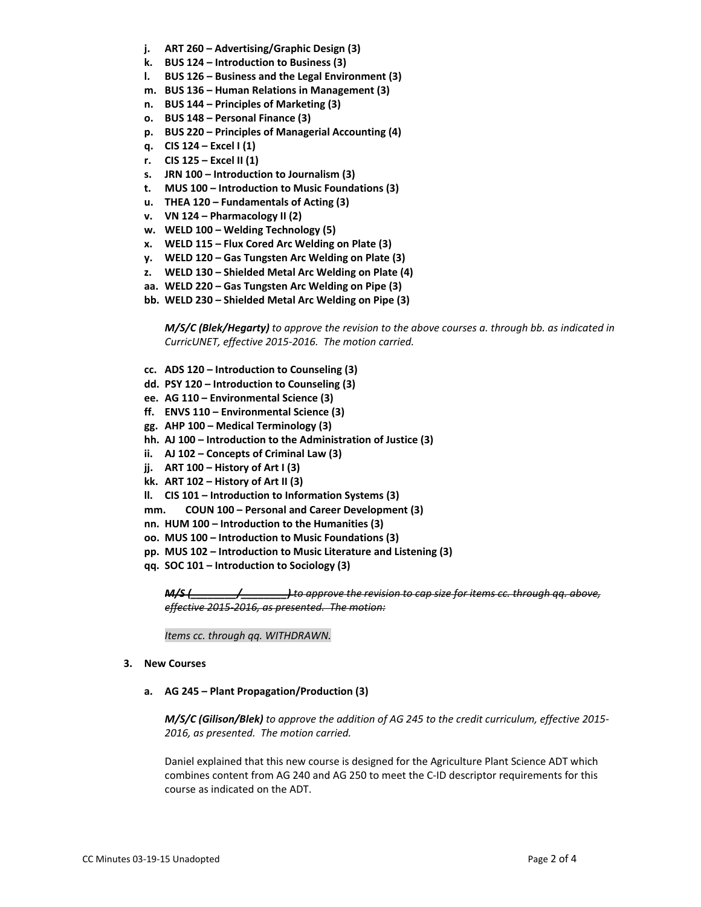- **j. ART 260 – Advertising/Graphic Design (3)**
- **k. BUS 124 – Introduction to Business (3)**
- **l. BUS 126 – Business and the Legal Environment (3)**
- **m. BUS 136 – Human Relations in Management (3)**
- **n. BUS 144 – Principles of Marketing (3)**
- **o. BUS 148 – Personal Finance (3)**
- **p. BUS 220 – Principles of Managerial Accounting (4)**
- **q. CIS 124 – Excel I (1)**
- **r. CIS 125 – Excel II (1)**
- **s. JRN 100 – Introduction to Journalism (3)**
- **t. MUS 100 – Introduction to Music Foundations (3)**
- **u. THEA 120 – Fundamentals of Acting (3)**
- **v. VN 124 – Pharmacology II (2)**
- **w. WELD 100 – Welding Technology (5)**
- **x. WELD 115 – Flux Cored Arc Welding on Plate (3)**
- **y. WELD 120 – Gas Tungsten Arc Welding on Plate (3)**
- **z. WELD 130 – Shielded Metal Arc Welding on Plate (4)**
- **aa. WELD 220 – Gas Tungsten Arc Welding on Pipe (3)**
- **bb. WELD 230 – Shielded Metal Arc Welding on Pipe (3)**

***M/S/C (Blek/Hegarty)*** *to approve the revision to the above courses a. through bb. as indicated in CurricUNET, effective 2015-2016. The motion carried.*

- **cc. ADS 120 – Introduction to Counseling (3)**
- **dd. PSY 120 – Introduction to Counseling (3)**
- **ee. AG 110 – Environmental Science (3)**
- **ff. ENVS 110 – Environmental Science (3)**
- **gg. AHP 100 – Medical Terminology (3)**
- **hh. AJ 100 – Introduction to the Administration of Justice (3)**
- **ii. AJ 102 – Concepts of Criminal Law (3)**
- **jj. ART 100 – History of Art I (3)**
- **kk. ART 102 – History of Art II (3)**
- **ll. CIS 101 – Introduction to Information Systems (3)**
- **mm. COUN 100 – Personal and Career Development (3)**
- **nn. HUM 100 – Introduction to the Humanities (3)**
- **oo. MUS 100 – Introduction to Music Foundations (3)**
- **pp. MUS 102 – Introduction to Music Literature and Listening (3)**
- **qq. SOC 101 – Introduction to Sociology (3)**

~~***M/S (________/________)*** *to approve the revision to cap size for items cc. through qq. above, effective 2015-2016, as presented. The motion:*~~

*Items cc. through qq. WITHDRAWN.*

**3. New Courses**

**a. AG 245 – Plant Propagation/Production (3)**

***M/S/C (Gilison/Blek)*** *to approve the addition of AG 245 to the credit curriculum, effective 2015-2016, as presented. The motion carried.*

Daniel explained that this new course is designed for the Agriculture Plant Science ADT which combines content from AG 240 and AG 250 to meet the C-ID descriptor requirements for this course as indicated on the ADT.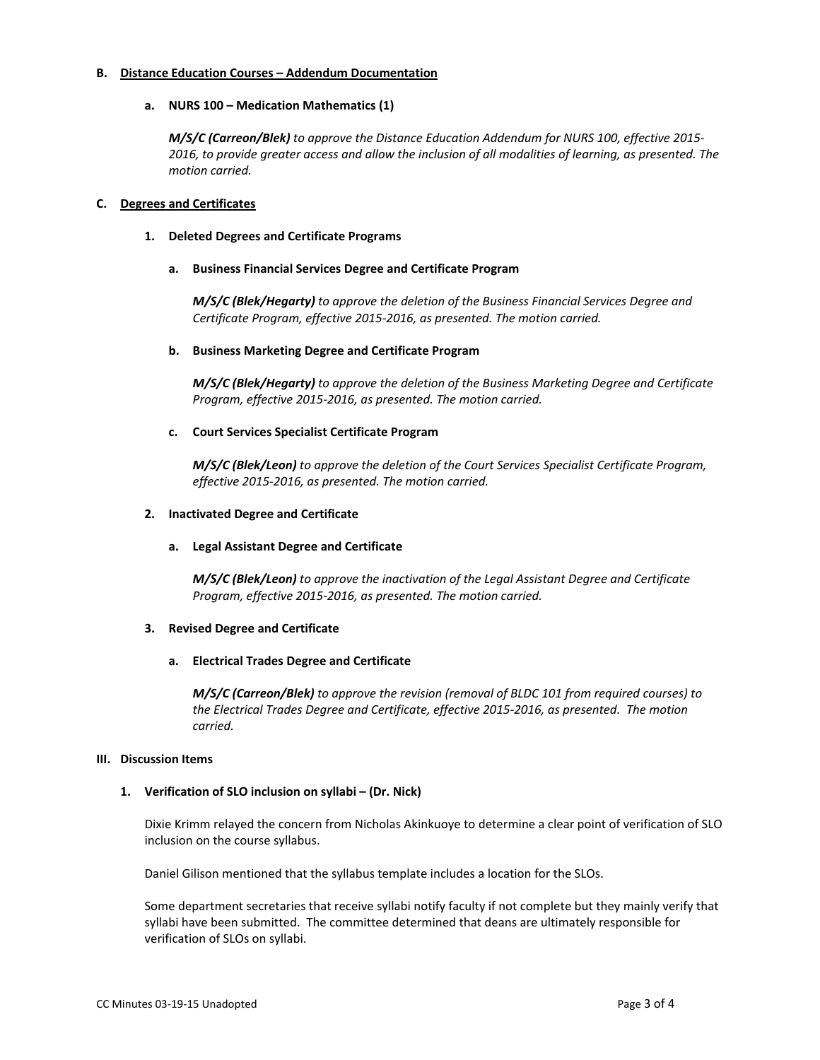### B. Distance Education Courses – Addendum Documentation

#### a. NURS 100 – Medication Mathematics (1)

***M/S/C (Carreon/Blek)*** *to approve the Distance Education Addendum for NURS 100, effective 2015-2016, to provide greater access and allow the inclusion of all modalities of learning, as presented. The motion carried.*

### C. Degrees and Certificates

#### 1. Deleted Degrees and Certificate Programs

##### a. Business Financial Services Degree and Certificate Program

***M/S/C (Blek/Hegarty)*** *to approve the deletion of the Business Financial Services Degree and Certificate Program, effective 2015-2016, as presented. The motion carried.*

##### b. Business Marketing Degree and Certificate Program

***M/S/C (Blek/Hegarty)*** *to approve the deletion of the Business Marketing Degree and Certificate Program, effective 2015-2016, as presented. The motion carried.*

##### c. Court Services Specialist Certificate Program

***M/S/C (Blek/Leon)*** *to approve the deletion of the Court Services Specialist Certificate Program, effective 2015-2016, as presented. The motion carried.*

#### 2. Inactivated Degree and Certificate

##### a. Legal Assistant Degree and Certificate

***M/S/C (Blek/Leon)*** *to approve the inactivation of the Legal Assistant Degree and Certificate Program, effective 2015-2016, as presented. The motion carried.*

#### 3. Revised Degree and Certificate

##### a. Electrical Trades Degree and Certificate

***M/S/C (Carreon/Blek)*** *to approve the revision (removal of BLDC 101 from required courses) to the Electrical Trades Degree and Certificate, effective 2015-2016, as presented. The motion carried.*

## III. Discussion Items

### 1. Verification of SLO inclusion on syllabi – (Dr. Nick)

Dixie Krimm relayed the concern from Nicholas Akinkuoye to determine a clear point of verification of SLO inclusion on the course syllabus.

Daniel Gilison mentioned that the syllabus template includes a location for the SLOs.

Some department secretaries that receive syllabi notify faculty if not complete but they mainly verify that syllabi have been submitted. The committee determined that deans are ultimately responsible for verification of SLOs on syllabi.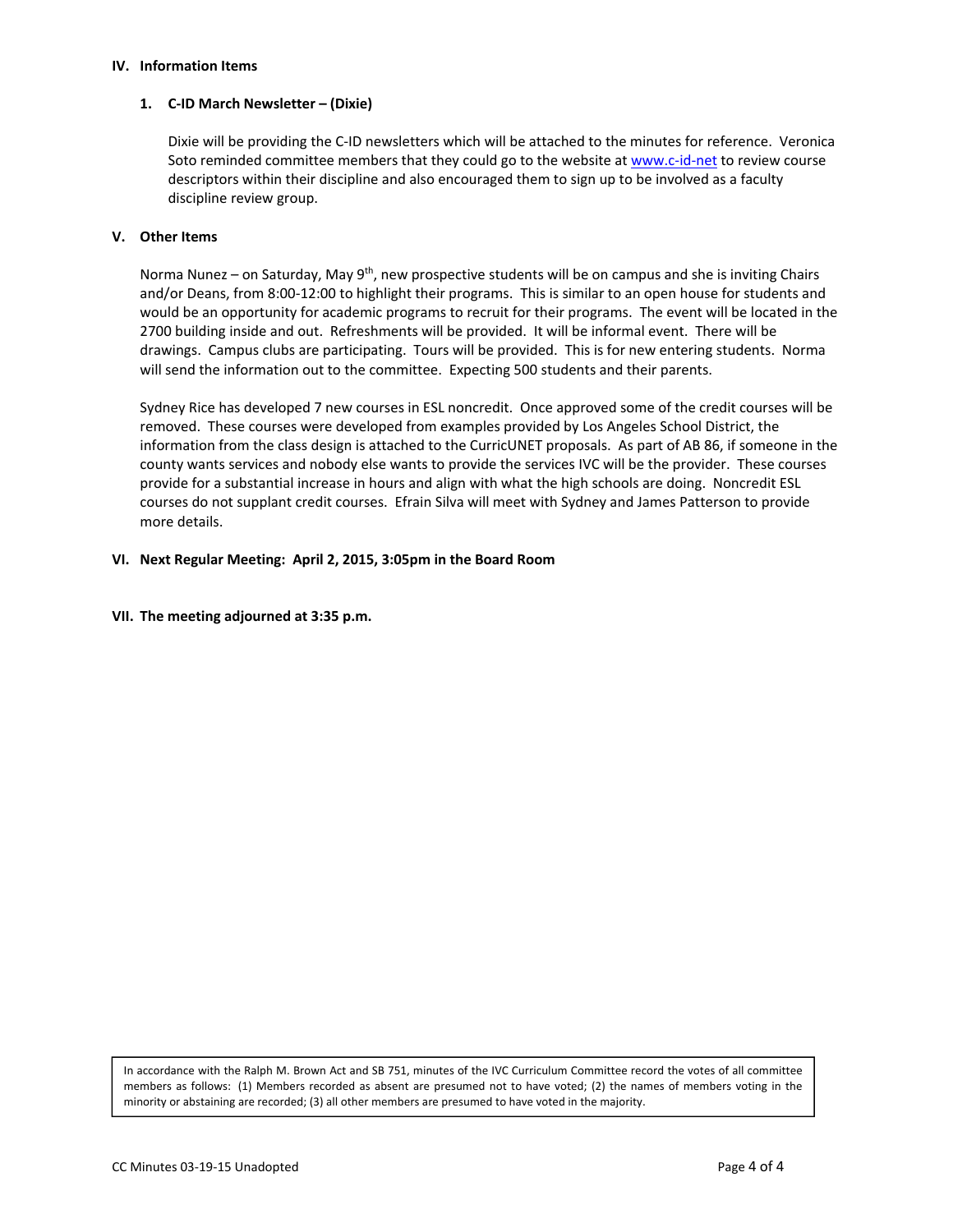## IV. Information Items

### 1. C-ID March Newsletter – (Dixie)

Dixie will be providing the C-ID newsletters which will be attached to the minutes for reference. Veronica Soto reminded committee members that they could go to the website at www.c-id-net to review course descriptors within their discipline and also encouraged them to sign up to be involved as a faculty discipline review group.

## V. Other Items

Norma Nunez – on Saturday, May 9th, new prospective students will be on campus and she is inviting Chairs and/or Deans, from 8:00-12:00 to highlight their programs. This is similar to an open house for students and would be an opportunity for academic programs to recruit for their programs. The event will be located in the 2700 building inside and out. Refreshments will be provided. It will be informal event. There will be drawings. Campus clubs are participating. Tours will be provided. This is for new entering students. Norma will send the information out to the committee. Expecting 500 students and their parents.

Sydney Rice has developed 7 new courses in ESL noncredit. Once approved some of the credit courses will be removed. These courses were developed from examples provided by Los Angeles School District, the information from the class design is attached to the CurricUNET proposals. As part of AB 86, if someone in the county wants services and nobody else wants to provide the services IVC will be the provider. These courses provide for a substantial increase in hours and align with what the high schools are doing. Noncredit ESL courses do not supplant credit courses. Efrain Silva will meet with Sydney and James Patterson to provide more details.

## VI. Next Regular Meeting: April 2, 2015, 3:05pm in the Board Room

## VII. The meeting adjourned at 3:35 p.m.

In accordance with the Ralph M. Brown Act and SB 751, minutes of the IVC Curriculum Committee record the votes of all committee members as follows: (1) Members recorded as absent are presumed not to have voted; (2) the names of members voting in the minority or abstaining are recorded; (3) all other members are presumed to have voted in the majority.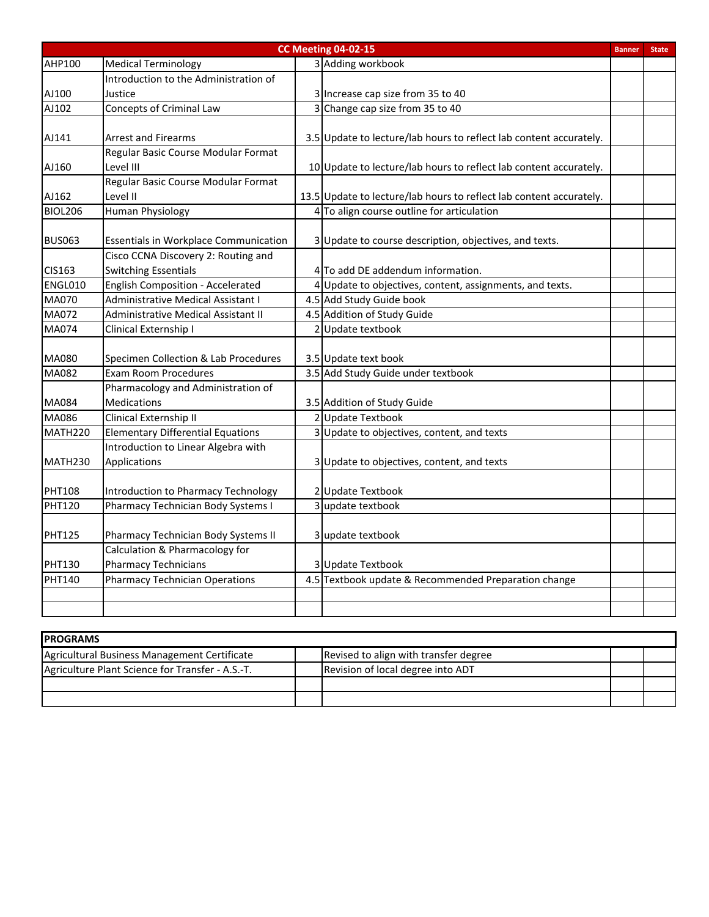| CC Meeting 04-02-15 | | | | Banner | State |
|---|---|---|---|---|---|
| AHP100 | Medical Terminology | 3 | Adding workbook | | |
| AJ100 | Introduction to the Administration of Justice | 3 | Increase cap size from 35 to 40 | | |
| AJ102 | Concepts of Criminal Law | 3 | Change cap size from 35 to 40 | | |
| AJ141 | Arrest and Firearms | 3.5 | Update to lecture/lab hours to reflect lab content accurately. | | |
| AJ160 | Regular Basic Course Modular Format Level III | 10 | Update to lecture/lab hours to reflect lab content accurately. | | |
| AJ162 | Regular Basic Course Modular Format Level II | 13.5 | Update to lecture/lab hours to reflect lab content accurately. | | |
| BIOL206 | Human Physiology | 4 | To align course outline for articulation | | |
| BUS063 | Essentials in Workplace Communication | 3 | Update to course description, objectives, and texts. | | |
| CIS163 | Cisco CCNA Discovery 2: Routing and Switching Essentials | 4 | To add DE addendum information. | | |
| ENGL010 | English Composition - Accelerated | 4 | Update to objectives, content, assignments, and texts. | | |
| MA070 | Administrative Medical Assistant I | 4.5 | Add Study Guide book | | |
| MA072 | Administrative Medical Assistant II | 4.5 | Addition of Study Guide | | |
| MA074 | Clinical Externship I | 2 | Update textbook | | |
| MA080 | Specimen Collection & Lab Procedures | 3.5 | Update text book | | |
| MA082 | Exam Room Procedures | 3.5 | Add Study Guide under textbook | | |
| MA084 | Pharmacology and Administration of Medications | 3.5 | Addition of Study Guide | | |
| MA086 | Clinical Externship II | 2 | Update Textbook | | |
| MATH220 | Elementary Differential Equations | 3 | Update to objectives, content, and texts | | |
| MATH230 | Introduction to Linear Algebra with Applications | 3 | Update to objectives, content, and texts | | |
| PHT108 | Introduction to Pharmacy Technology | 2 | Update Textbook | | |
| PHT120 | Pharmacy Technician Body Systems I | 3 | update textbook | | |
| PHT125 | Pharmacy Technician Body Systems II | 3 | update textbook | | |
| PHT130 | Calculation & Pharmacology for Pharmacy Technicians | 3 | Update Textbook | | |
| PHT140 | Pharmacy Technician Operations | 4.5 | Textbook update & Recommended Preparation change | | |
| | | | | | |
| | | | | | |

| PROGRAMS | | | | |
|---|---|---|---|---|
| Agricultural Business Management Certificate | | Revised to align with transfer degree | | |
| Agriculture Plant Science for Transfer - A.S.-T. | | Revision of local degree into ADT | | |
| | | | | |
| | | | | |